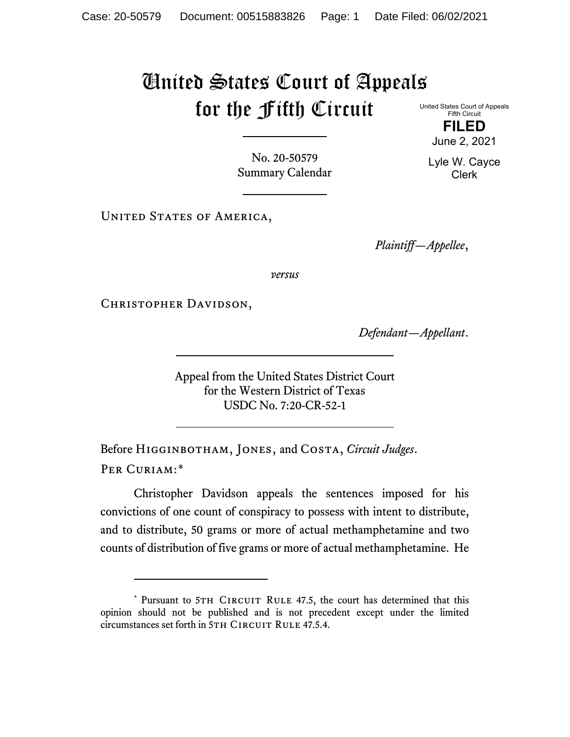# United States Court of Appeals for the Fifth Circuit

United States Court of Appeals
Fifth Circuit

**FILED**

June 2, 2021

Lyle W. Cayce
Clerk

No. 20-50579
Summary Calendar

United States of America,

*Plaintiff—Appellee*,

*versus*

Christopher Davidson,

*Defendant—Appellant*.

Appeal from the United States District Court
for the Western District of Texas
USDC No. 7:20-CR-52-1

Before Higginbotham, Jones, and Costa, *Circuit Judges*.

Per Curiam:*

Christopher Davidson appeals the sentences imposed for his convictions of one count of conspiracy to possess with intent to distribute, and to distribute, 50 grams or more of actual methamphetamine and two counts of distribution of five grams or more of actual methamphetamine. He

---

\* Pursuant to 5th Circuit Rule 47.5, the court has determined that this opinion should not be published and is not precedent except under the limited circumstances set forth in 5th Circuit Rule 47.5.4.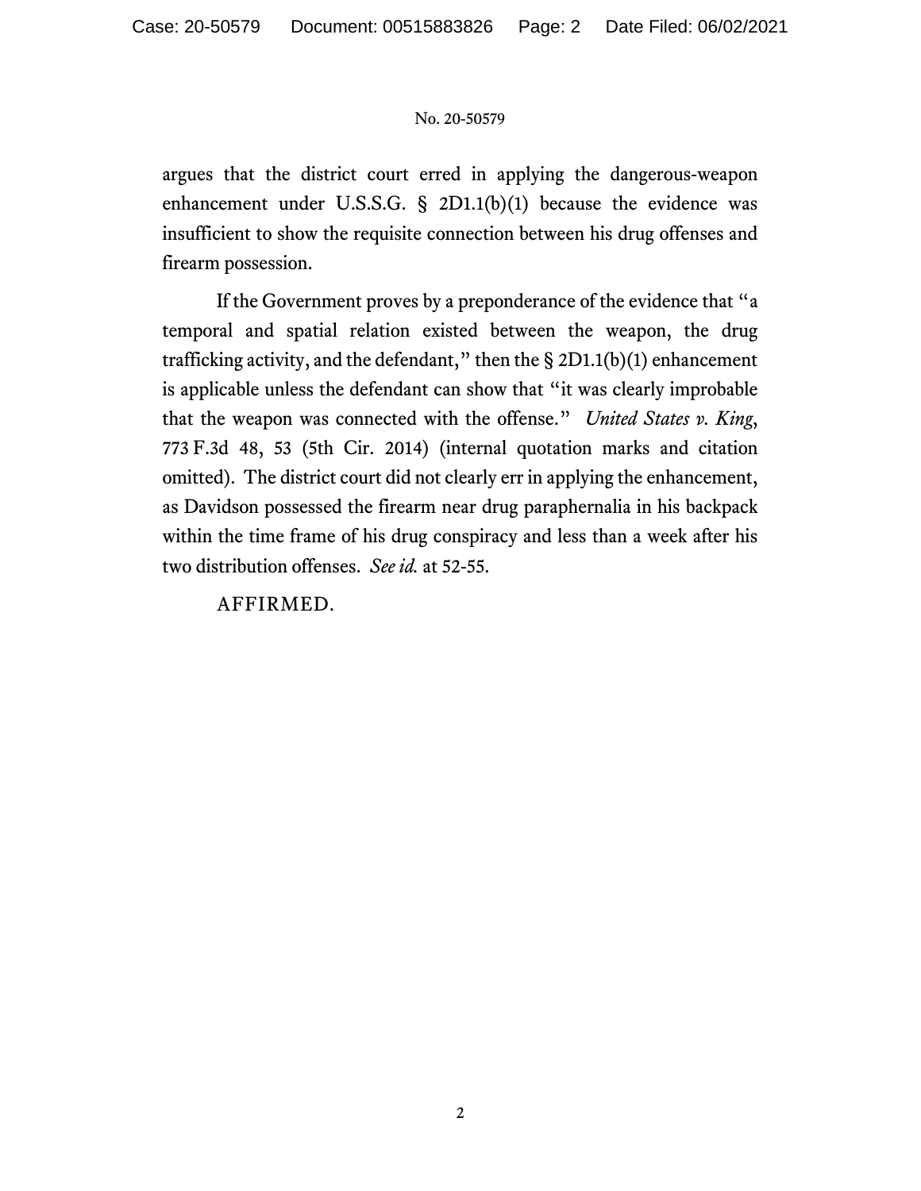argues that the district court erred in applying the dangerous-weapon enhancement under U.S.S.G. § 2D1.1(b)(1) because the evidence was insufficient to show the requisite connection between his drug offenses and firearm possession.

If the Government proves by a preponderance of the evidence that "a temporal and spatial relation existed between the weapon, the drug trafficking activity, and the defendant," then the § 2D1.1(b)(1) enhancement is applicable unless the defendant can show that "it was clearly improbable that the weapon was connected with the offense." *United States v. King*, 773 F.3d 48, 53 (5th Cir. 2014) (internal quotation marks and citation omitted). The district court did not clearly err in applying the enhancement, as Davidson possessed the firearm near drug paraphernalia in his backpack within the time frame of his drug conspiracy and less than a week after his two distribution offenses. *See id.* at 52-55.

AFFIRMED.